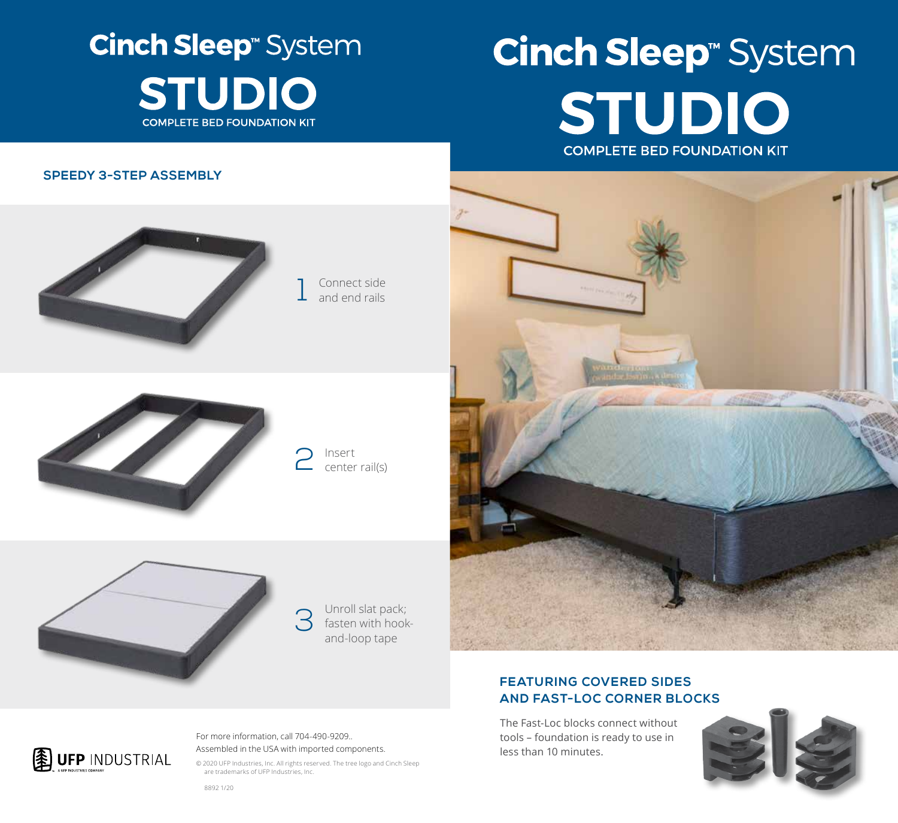# Cinch Sleep™ System STUDIO

COMPLETE BED FOUNDATION KIT

## SPEEDY 3-STEP ASSEMBLY

1. Connect side and end rails
2. Insert center rail(s)
3. Unroll slat pack; fasten with hook-and-loop tape

UFP INDUSTRIAL

For more information, call 704-490-9209..
Assembled in the USA with imported components.

© 2020 UFP Industries, Inc. All rights reserved. The tree logo and Cinch Sleep are trademarks of UFP Industries, Inc.

8892 1/20

# Cinch Sleep™ System STUDIO

COMPLETE BED FOUNDATION KIT

## FEATURING COVERED SIDES AND FAST-LOC CORNER BLOCKS

The Fast-Loc blocks connect without tools – foundation is ready to use in less than 10 minutes.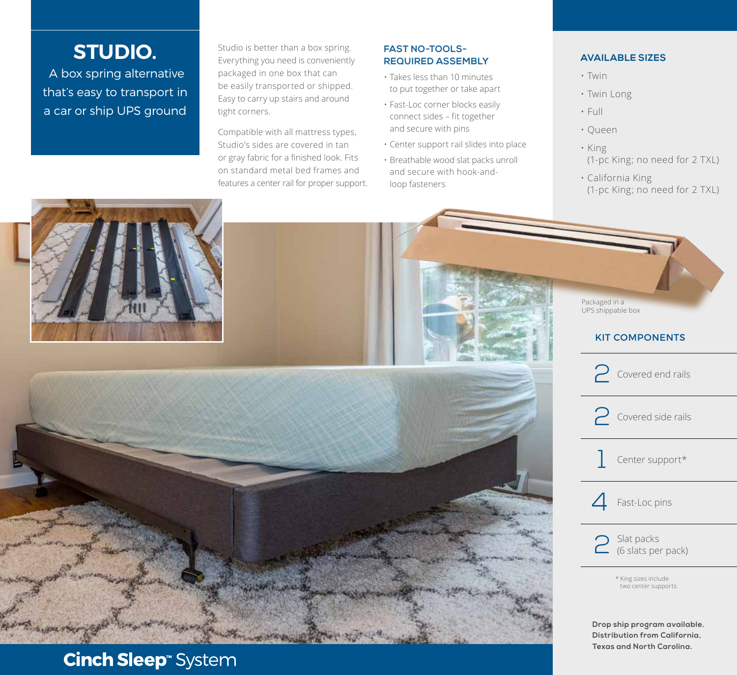# STUDIO.

A box spring alternative that's easy to transport in a car or ship UPS ground

Studio is better than a box spring. Everything you need is conveniently packaged in one box that can be easily transported or shipped. Easy to carry up stairs and around tight corners.

Compatible with all mattress types, Studio's sides are covered in tan or gray fabric for a finished look. Fits on standard metal bed frames and features a center rail for proper support.

## FAST NO-TOOLS-REQUIRED ASSEMBLY

- Takes less than 10 minutes to put together or take apart
- Fast-Loc corner blocks easily connect sides – fit together and secure with pins
- Center support rail slides into place
- Breathable wood slat packs unroll and secure with hook-and-loop fasteners

## AVAILABLE SIZES

- Twin
- Twin Long
- Full
- Queen
- King (1-pc King; no need for 2 TXL)
- California King (1-pc King; no need for 2 TXL)

Packaged in a UPS shippable box

## KIT COMPONENTS

| | |
|---|---|
| 2 | Covered end rails |
| 2 | Covered side rails |
| 1 | Center support* |
| 4 | Fast-Loc pins |
| 2 | Slat packs (6 slats per pack) |

\* King sizes include two center supports.

**Drop ship program available. Distribution from California, Texas and North Carolina.**

**Cinch Sleep™ System**